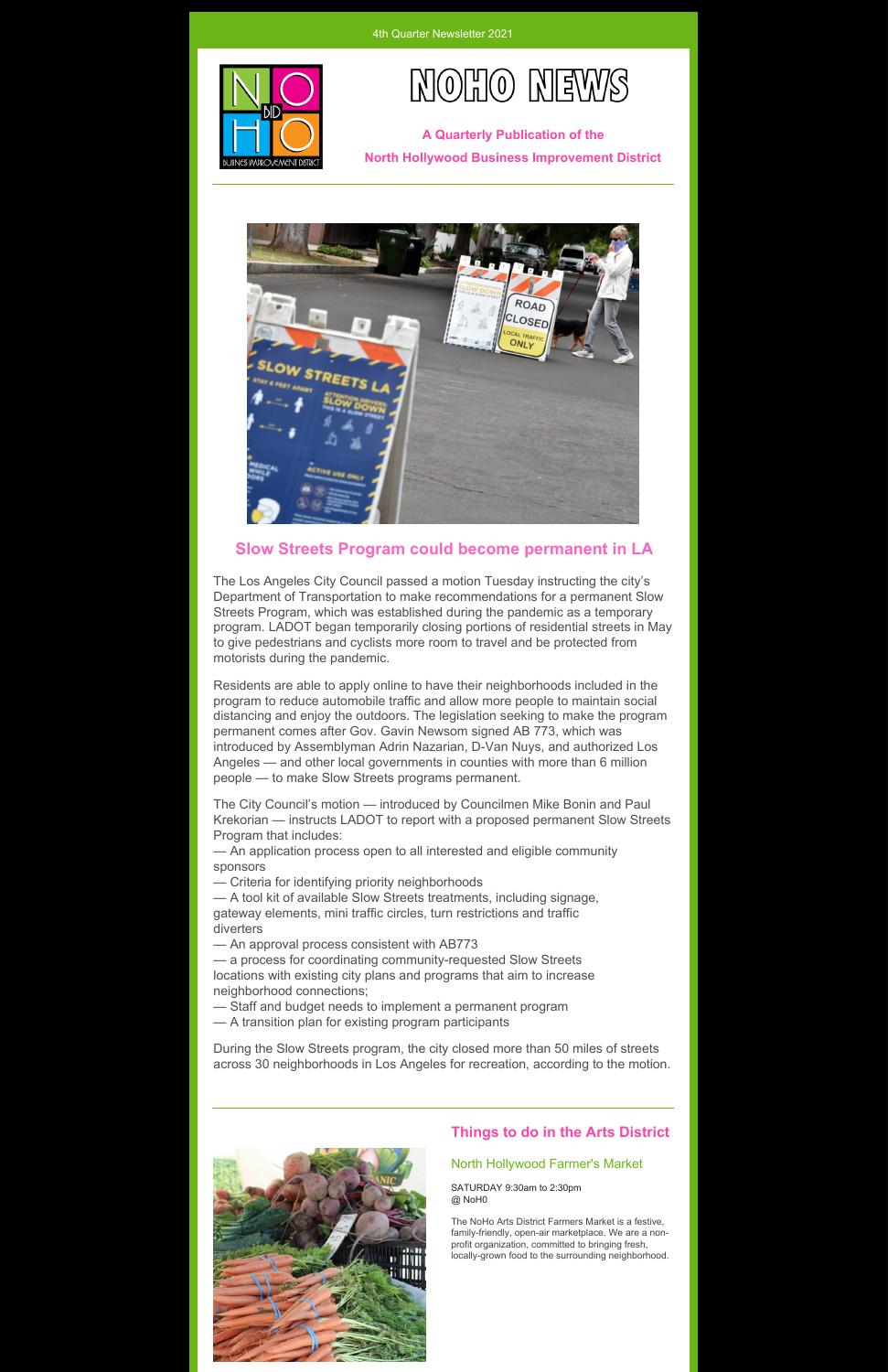4th Quarter Newsletter 2021

# NOHO NEWS

**A Quarterly Publication of the**
**North Hollywood Business Improvement District**

## Slow Streets Program could become permanent in LA

The Los Angeles City Council passed a motion Tuesday instructing the city's Department of Transportation to make recommendations for a permanent Slow Streets Program, which was established during the pandemic as a temporary program. LADOT began temporarily closing portions of residential streets in May to give pedestrians and cyclists more room to travel and be protected from motorists during the pandemic.

Residents are able to apply online to have their neighborhoods included in the program to reduce automobile traffic and allow more people to maintain social distancing and enjoy the outdoors. The legislation seeking to make the program permanent comes after Gov. Gavin Newsom signed AB 773, which was introduced by Assemblyman Adrin Nazarian, D-Van Nuys, and authorized Los Angeles — and other local governments in counties with more than 6 million people — to make Slow Streets programs permanent.

The City Council's motion — introduced by Councilmen Mike Bonin and Paul Krekorian — instructs LADOT to report with a proposed permanent Slow Streets Program that includes:

— An application process open to all interested and eligible community sponsors
— Criteria for identifying priority neighborhoods
— A tool kit of available Slow Streets treatments, including signage, gateway elements, mini traffic circles, turn restrictions and traffic diverters
— An approval process consistent with AB773
— a process for coordinating community-requested Slow Streets locations with existing city plans and programs that aim to increase neighborhood connections;
— Staff and budget needs to implement a permanent program
— A transition plan for existing program participants

During the Slow Streets program, the city closed more than 50 miles of streets across 30 neighborhoods in Los Angeles for recreation, according to the motion.

## Things to do in the Arts District

### North Hollywood Farmer's Market

SATURDAY 9:30am to 2:30pm
@ NoH0

The NoHo Arts District Farmers Market is a festive, family-friendly, open-air marketplace. We are a non-profit organization, committed to bringing fresh, locally-grown food to the surrounding neighborhood.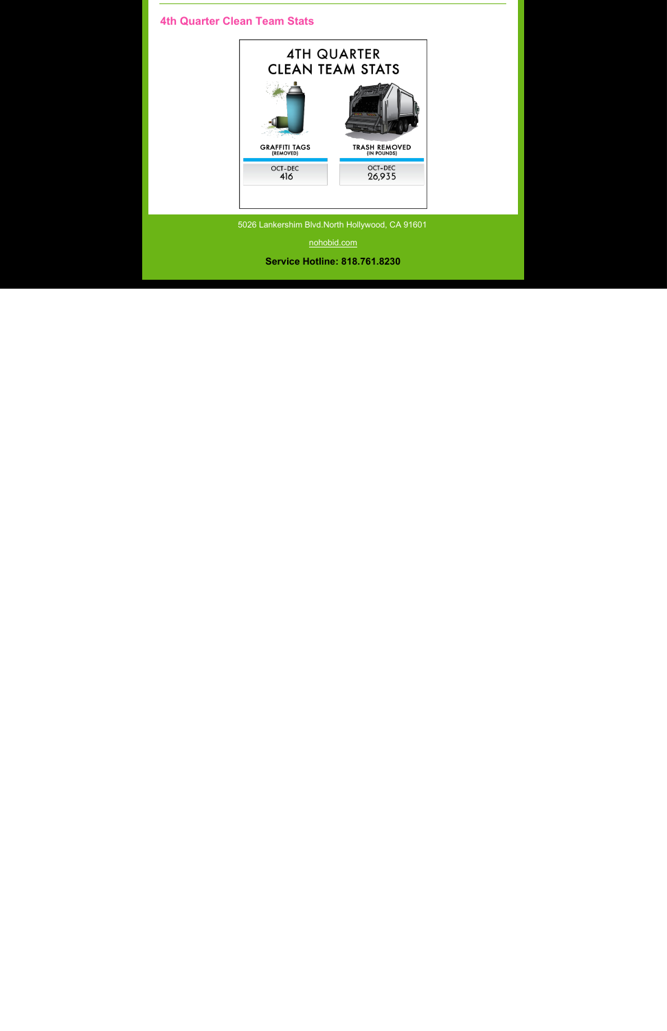## 4th Quarter Clean Team Stats

4TH QUARTER CLEAN TEAM STATS

GRAFFITI TAGS (REMOVED)

OCT-DEC 416

TRASH REMOVED (IN POUNDS)

OCT-DEC 26,935

5026 Lankershim Blvd.North Hollywood, CA 91601

nohobid.com

**Service Hotline: 818.761.8230**